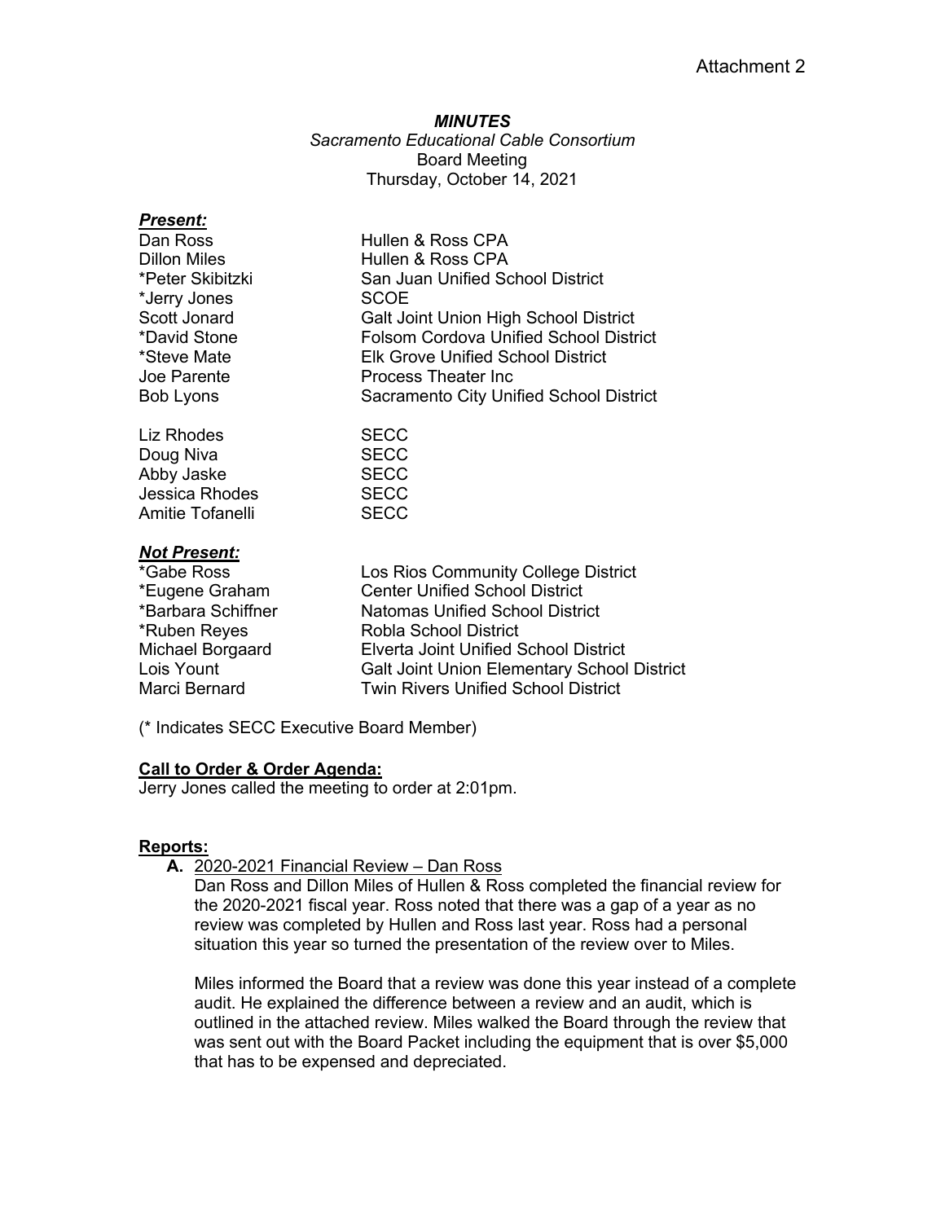Attachment 2

***MINUTES***

*Sacramento Educational Cable Consortium*

Board Meeting

Thursday, October 14, 2021

***Present:***

| | |
|---|---|
| Dan Ross | Hullen & Ross CPA |
| Dillon Miles | Hullen & Ross CPA |
| *Peter Skibitzki | San Juan Unified School District |
| *Jerry Jones | SCOE |
| Scott Jonard | Galt Joint Union High School District |
| *David Stone | Folsom Cordova Unified School District |
| *Steve Mate | Elk Grove Unified School District |
| Joe Parente | Process Theater Inc |
| Bob Lyons | Sacramento City Unified School District |
| Liz Rhodes | SECC |
| Doug Niva | SECC |
| Abby Jaske | SECC |
| Jessica Rhodes | SECC |
| Amitie Tofanelli | SECC |

***Not Present:***

| | |
|---|---|
| *Gabe Ross | Los Rios Community College District |
| *Eugene Graham | Center Unified School District |
| *Barbara Schiffner | Natomas Unified School District |
| *Ruben Reyes | Robla School District |
| Michael Borgaard | Elverta Joint Unified School District |
| Lois Yount | Galt Joint Union Elementary School District |
| Marci Bernard | Twin Rivers Unified School District |

(* Indicates SECC Executive Board Member)

**Call to Order & Order Agenda:**

Jerry Jones called the meeting to order at 2:01pm.

**Reports:**

**A.** 2020-2021 Financial Review – Dan Ross

Dan Ross and Dillon Miles of Hullen & Ross completed the financial review for the 2020-2021 fiscal year. Ross noted that there was a gap of a year as no review was completed by Hullen and Ross last year. Ross had a personal situation this year so turned the presentation of the review over to Miles.

Miles informed the Board that a review was done this year instead of a complete audit. He explained the difference between a review and an audit, which is outlined in the attached review. Miles walked the Board through the review that was sent out with the Board Packet including the equipment that is over $5,000 that has to be expensed and depreciated.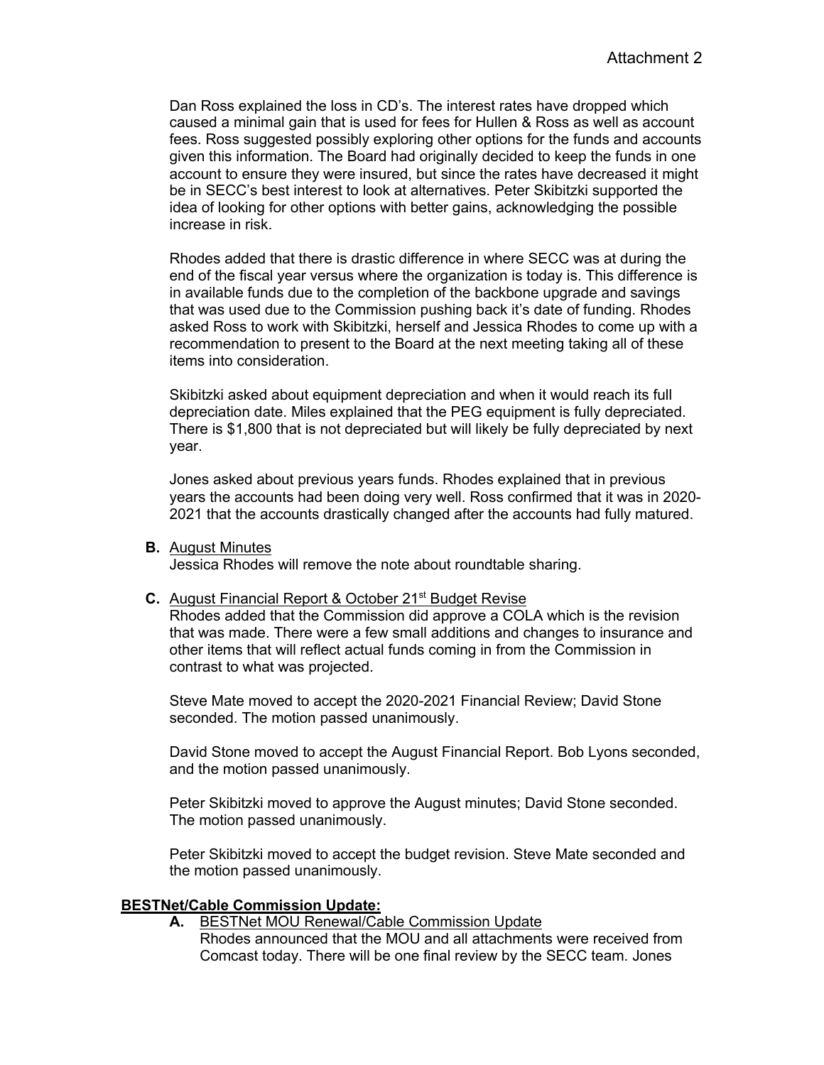Dan Ross explained the loss in CD's. The interest rates have dropped which caused a minimal gain that is used for fees for Hullen & Ross as well as account fees. Ross suggested possibly exploring other options for the funds and accounts given this information. The Board had originally decided to keep the funds in one account to ensure they were insured, but since the rates have decreased it might be in SECC's best interest to look at alternatives. Peter Skibitzki supported the idea of looking for other options with better gains, acknowledging the possible increase in risk.

Rhodes added that there is drastic difference in where SECC was at during the end of the fiscal year versus where the organization is today is. This difference is in available funds due to the completion of the backbone upgrade and savings that was used due to the Commission pushing back it's date of funding. Rhodes asked Ross to work with Skibitzki, herself and Jessica Rhodes to come up with a recommendation to present to the Board at the next meeting taking all of these items into consideration.

Skibitzki asked about equipment depreciation and when it would reach its full depreciation date. Miles explained that the PEG equipment is fully depreciated. There is $1,800 that is not depreciated but will likely be fully depreciated by next year.

Jones asked about previous years funds. Rhodes explained that in previous years the accounts had been doing very well. Ross confirmed that it was in 2020-2021 that the accounts drastically changed after the accounts had fully matured.

**B.** August Minutes
Jessica Rhodes will remove the note about roundtable sharing.

**C.** August Financial Report & October 21st Budget Revise
Rhodes added that the Commission did approve a COLA which is the revision that was made. There were a few small additions and changes to insurance and other items that will reflect actual funds coming in from the Commission in contrast to what was projected.

Steve Mate moved to accept the 2020-2021 Financial Review; David Stone seconded. The motion passed unanimously.

David Stone moved to accept the August Financial Report. Bob Lyons seconded, and the motion passed unanimously.

Peter Skibitzki moved to approve the August minutes; David Stone seconded. The motion passed unanimously.

Peter Skibitzki moved to accept the budget revision. Steve Mate seconded and the motion passed unanimously.

**BESTNet/Cable Commission Update:**

**A.** BESTNet MOU Renewal/Cable Commission Update
Rhodes announced that the MOU and all attachments were received from Comcast today. There will be one final review by the SECC team. Jones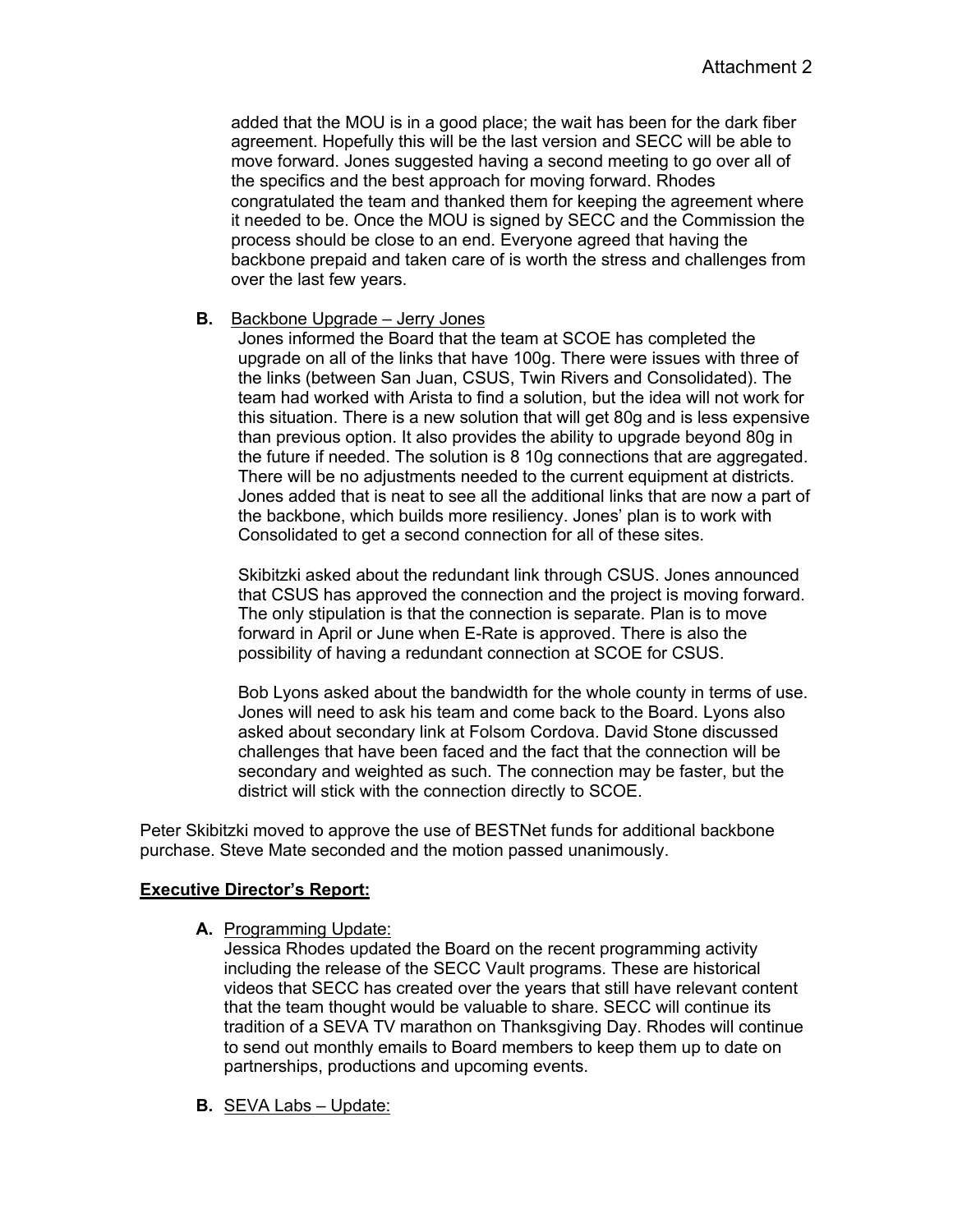added that the MOU is in a good place; the wait has been for the dark fiber agreement. Hopefully this will be the last version and SECC will be able to move forward. Jones suggested having a second meeting to go over all of the specifics and the best approach for moving forward. Rhodes congratulated the team and thanked them for keeping the agreement where it needed to be. Once the MOU is signed by SECC and the Commission the process should be close to an end. Everyone agreed that having the backbone prepaid and taken care of is worth the stress and challenges from over the last few years.

**B.** Backbone Upgrade – Jerry Jones

Jones informed the Board that the team at SCOE has completed the upgrade on all of the links that have 100g. There were issues with three of the links (between San Juan, CSUS, Twin Rivers and Consolidated). The team had worked with Arista to find a solution, but the idea will not work for this situation. There is a new solution that will get 80g and is less expensive than previous option. It also provides the ability to upgrade beyond 80g in the future if needed. The solution is 8 10g connections that are aggregated. There will be no adjustments needed to the current equipment at districts. Jones added that is neat to see all the additional links that are now a part of the backbone, which builds more resiliency. Jones' plan is to work with Consolidated to get a second connection for all of these sites.

Skibitzki asked about the redundant link through CSUS. Jones announced that CSUS has approved the connection and the project is moving forward. The only stipulation is that the connection is separate. Plan is to move forward in April or June when E-Rate is approved. There is also the possibility of having a redundant connection at SCOE for CSUS.

Bob Lyons asked about the bandwidth for the whole county in terms of use. Jones will need to ask his team and come back to the Board. Lyons also asked about secondary link at Folsom Cordova. David Stone discussed challenges that have been faced and the fact that the connection will be secondary and weighted as such. The connection may be faster, but the district will stick with the connection directly to SCOE.

Peter Skibitzki moved to approve the use of BESTNet funds for additional backbone purchase. Steve Mate seconded and the motion passed unanimously.

**Executive Director's Report:**

**A.** Programming Update:

Jessica Rhodes updated the Board on the recent programming activity including the release of the SECC Vault programs. These are historical videos that SECC has created over the years that still have relevant content that the team thought would be valuable to share. SECC will continue its tradition of a SEVA TV marathon on Thanksgiving Day. Rhodes will continue to send out monthly emails to Board members to keep them up to date on partnerships, productions and upcoming events.

**B.** SEVA Labs – Update: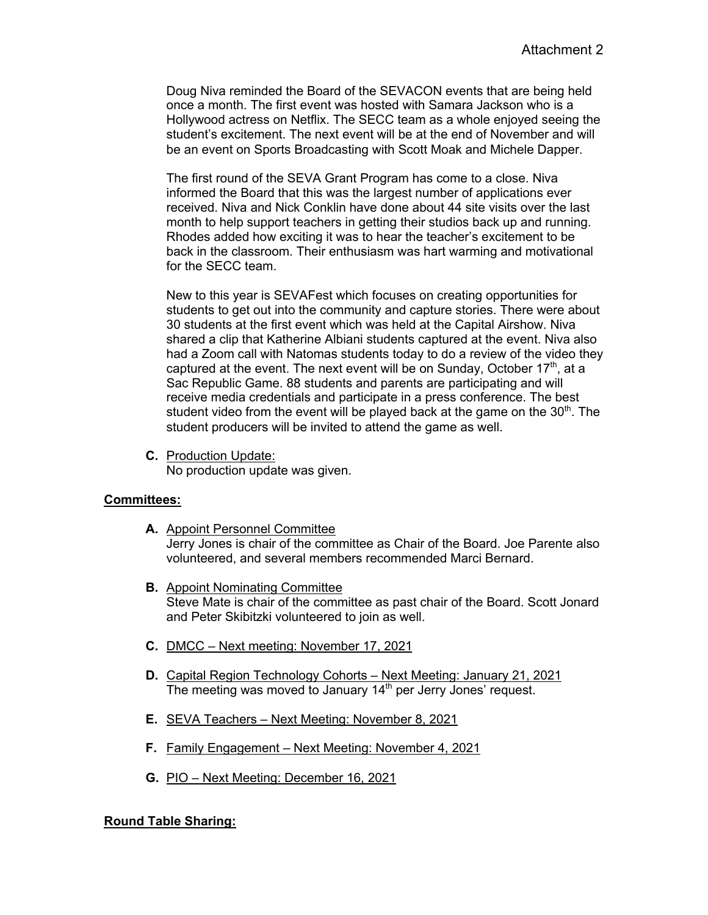Doug Niva reminded the Board of the SEVACON events that are being held once a month. The first event was hosted with Samara Jackson who is a Hollywood actress on Netflix. The SECC team as a whole enjoyed seeing the student's excitement. The next event will be at the end of November and will be an event on Sports Broadcasting with Scott Moak and Michele Dapper.

The first round of the SEVA Grant Program has come to a close. Niva informed the Board that this was the largest number of applications ever received. Niva and Nick Conklin have done about 44 site visits over the last month to help support teachers in getting their studios back up and running. Rhodes added how exciting it was to hear the teacher's excitement to be back in the classroom. Their enthusiasm was hart warming and motivational for the SECC team.

New to this year is SEVAFest which focuses on creating opportunities for students to get out into the community and capture stories. There were about 30 students at the first event which was held at the Capital Airshow. Niva shared a clip that Katherine Albiani students captured at the event. Niva also had a Zoom call with Natomas students today to do a review of the video they captured at the event. The next event will be on Sunday, October 17th, at a Sac Republic Game. 88 students and parents are participating and will receive media credentials and participate in a press conference. The best student video from the event will be played back at the game on the 30th. The student producers will be invited to attend the game as well.

**C.** Production Update:
No production update was given.

**Committees:**

**A.** Appoint Personnel Committee
Jerry Jones is chair of the committee as Chair of the Board. Joe Parente also volunteered, and several members recommended Marci Bernard.

**B.** Appoint Nominating Committee
Steve Mate is chair of the committee as past chair of the Board. Scott Jonard and Peter Skibitzki volunteered to join as well.

**C.** DMCC – Next meeting: November 17, 2021

**D.** Capital Region Technology Cohorts – Next Meeting: January 21, 2021
The meeting was moved to January 14th per Jerry Jones' request.

**E.** SEVA Teachers – Next Meeting: November 8, 2021

**F.** Family Engagement – Next Meeting: November 4, 2021

**G.** PIO – Next Meeting: December 16, 2021

**Round Table Sharing:**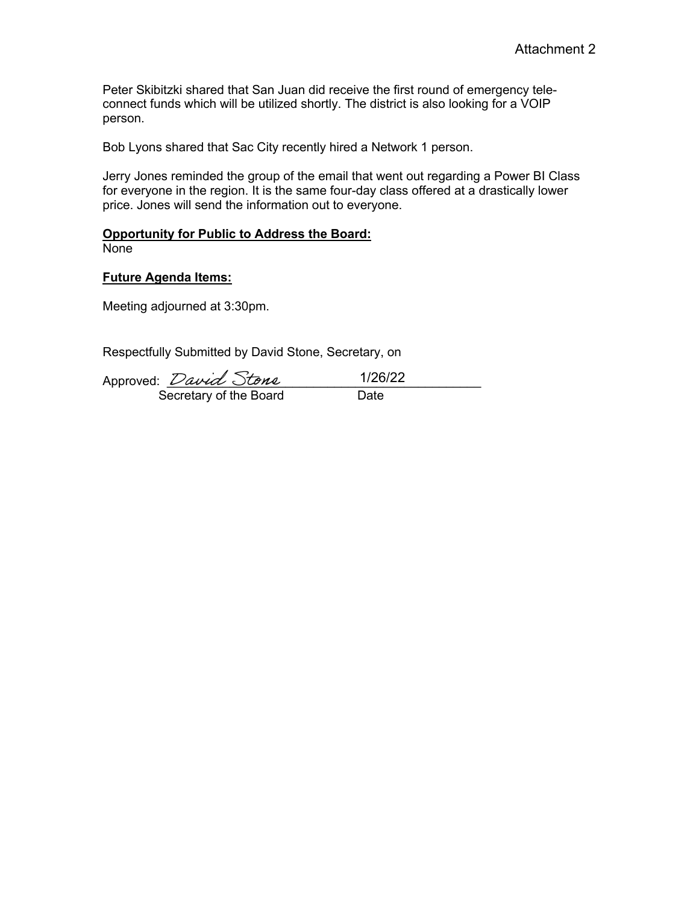Attachment 2

Peter Skibitzki shared that San Juan did receive the first round of emergency tele-connect funds which will be utilized shortly. The district is also looking for a VOIP person.

Bob Lyons shared that Sac City recently hired a Network 1 person.

Jerry Jones reminded the group of the email that went out regarding a Power BI Class for everyone in the region. It is the same four-day class offered at a drastically lower price. Jones will send the information out to everyone.

**Opportunity for Public to Address the Board:**
None

**Future Agenda Items:**

Meeting adjourned at 3:30pm.

Respectfully Submitted by David Stone, Secretary, on

Approved: *David Stone* 1/26/22
Secretary of the Board Date